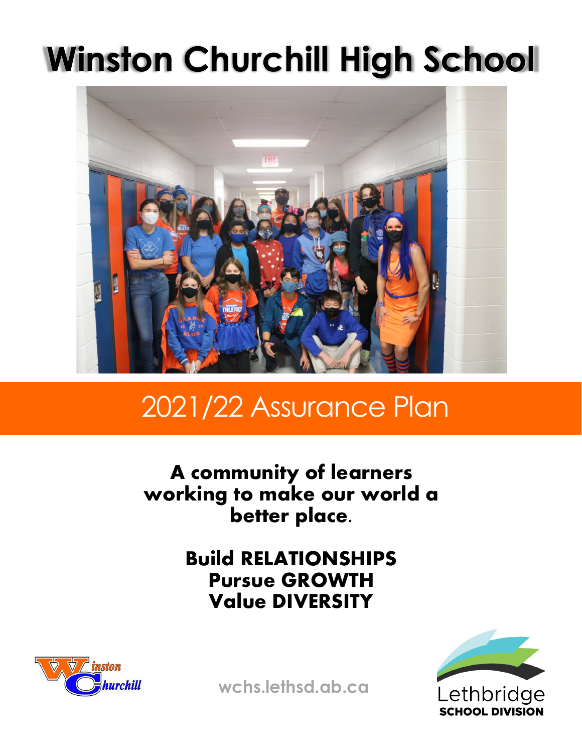# Winston Churchill High School

## 2021/22 Assurance Plan

**A community of learners working to make our world a better place.**

**Build RELATIONSHIPS**
**Pursue GROWTH**
**Value DIVERSITY**

wchs.lethsd.ab.ca

Lethbridge
**SCHOOL DIVISION**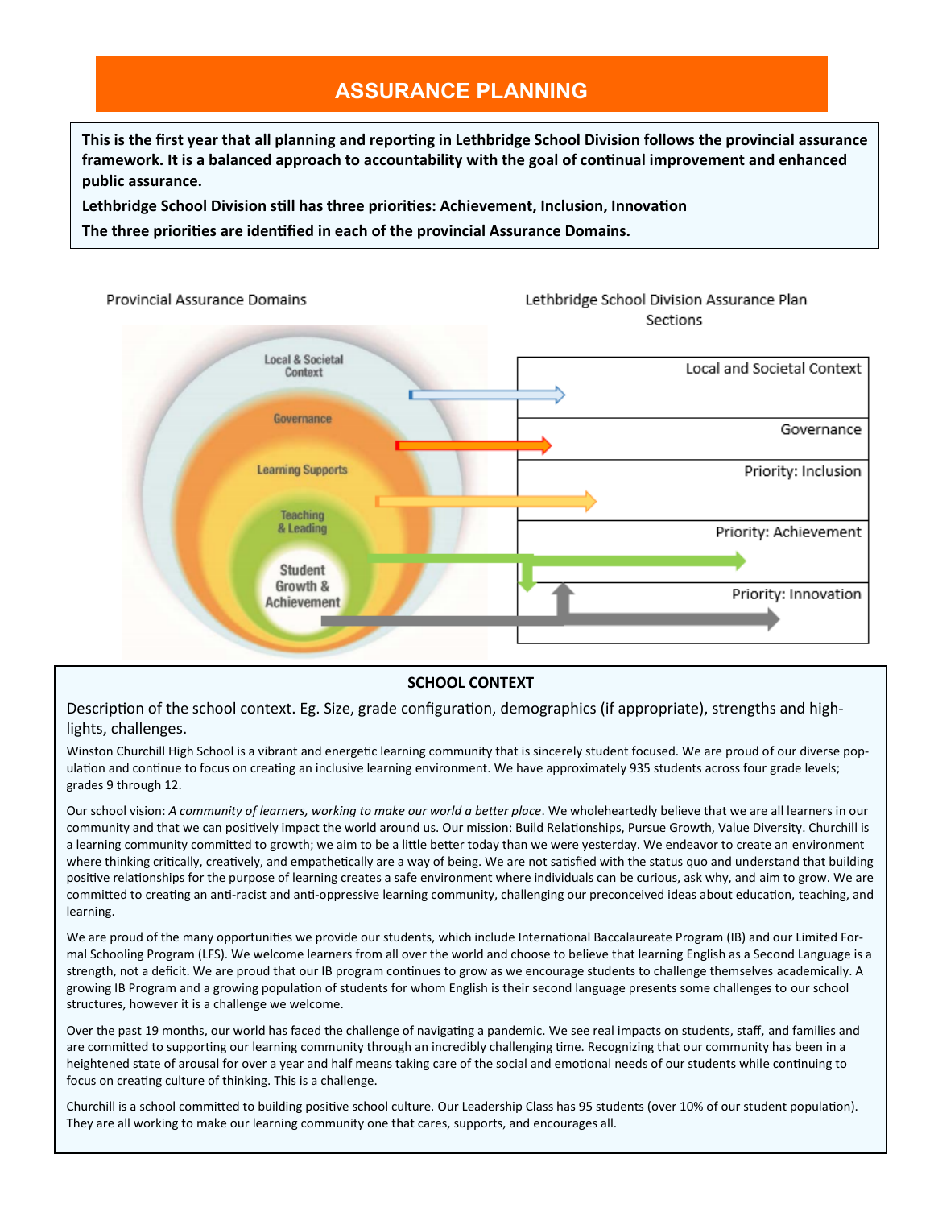# ASSURANCE PLANNING

**This is the first year that all planning and reporting in Lethbridge School Division follows the provincial assurance framework. It is a balanced approach to accountability with the goal of continual improvement and enhanced public assurance.**

**Lethbridge School Division still has three priorities: Achievement, Inclusion, Innovation**

**The three priorities are identified in each of the provincial Assurance Domains.**

| Provincial Assurance Domains | Lethbridge School Division Assurance Plan Sections |
| --- | --- |
| Local & Societal Context | Local and Societal Context |
| Governance | Governance |
| Learning Supports | Priority: Inclusion |
| Teaching & Leading | Priority: Achievement |
| Student Growth & Achievement | Priority: Innovation |

## SCHOOL CONTEXT

Description of the school context. Eg. Size, grade configuration, demographics (if appropriate), strengths and highlights, challenges.

Winston Churchill High School is a vibrant and energetic learning community that is sincerely student focused. We are proud of our diverse population and continue to focus on creating an inclusive learning environment. We have approximately 935 students across four grade levels; grades 9 through 12.

Our school vision: *A community of learners, working to make our world a better place*. We wholeheartedly believe that we are all learners in our community and that we can positively impact the world around us. Our mission: Build Relationships, Pursue Growth, Value Diversity. Churchill is a learning community committed to growth; we aim to be a little better today than we were yesterday. We endeavor to create an environment where thinking critically, creatively, and empathetically are a way of being. We are not satisfied with the status quo and understand that building positive relationships for the purpose of learning creates a safe environment where individuals can be curious, ask why, and aim to grow. We are committed to creating an anti-racist and anti-oppressive learning community, challenging our preconceived ideas about education, teaching, and learning.

We are proud of the many opportunities we provide our students, which include International Baccalaureate Program (IB) and our Limited Formal Schooling Program (LFS). We welcome learners from all over the world and choose to believe that learning English as a Second Language is a strength, not a deficit. We are proud that our IB program continues to grow as we encourage students to challenge themselves academically. A growing IB Program and a growing population of students for whom English is their second language presents some challenges to our school structures, however it is a challenge we welcome.

Over the past 19 months, our world has faced the challenge of navigating a pandemic. We see real impacts on students, staff, and families and are committed to supporting our learning community through an incredibly challenging time. Recognizing that our community has been in a heightened state of arousal for over a year and half means taking care of the social and emotional needs of our students while continuing to focus on creating culture of thinking. This is a challenge.

Churchill is a school committed to building positive school culture. Our Leadership Class has 95 students (over 10% of our student population). They are all working to make our learning community one that cares, supports, and encourages all.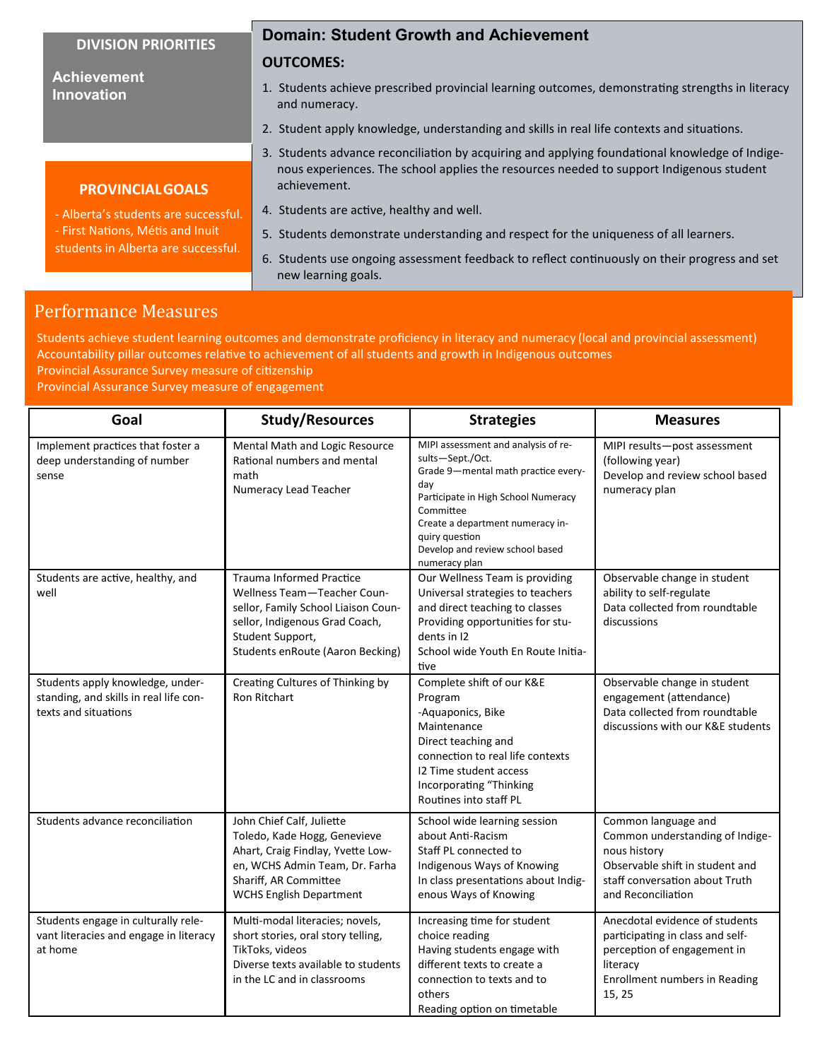**DIVISION PRIORITIES**

**Achievement**
**Innovation**

**PROVINCIAL GOALS**

- Alberta's students are successful.
- First Nations, Métis and Inuit students in Alberta are successful.

## Domain: Student Growth and Achievement

**OUTCOMES:**

1. Students achieve prescribed provincial learning outcomes, demonstrating strengths in literacy and numeracy.
2. Student apply knowledge, understanding and skills in real life contexts and situations.
3. Students advance reconciliation by acquiring and applying foundational knowledge of Indigenous experiences. The school applies the resources needed to support Indigenous student achievement.
4. Students are active, healthy and well.
5. Students demonstrate understanding and respect for the uniqueness of all learners.
6. Students use ongoing assessment feedback to reflect continuously on their progress and set new learning goals.

## Performance Measures

Students achieve student learning outcomes and demonstrate proficiency in literacy and numeracy (local and provincial assessment)
Accountability pillar outcomes relative to achievement of all students and growth in Indigenous outcomes
Provincial Assurance Survey measure of citizenship
Provincial Assurance Survey measure of engagement

| Goal | Study/Resources | Strategies | Measures |
|---|---|---|---|
| Implement practices that foster a deep understanding of number sense | Mental Math and Logic Resource<br>Rational numbers and mental math<br>Numeracy Lead Teacher | MIPI assessment and analysis of results—Sept./Oct.<br>Grade 9—mental math practice every-day<br>Participate in High School Numeracy Committee<br>Create a department numeracy inquiry question<br>Develop and review school based numeracy plan | MIPI results—post assessment (following year)<br>Develop and review school based numeracy plan |
| Students are active, healthy, and well | Trauma Informed Practice<br>Wellness Team—Teacher Counsellor, Family School Liaison Counsellor, Indigenous Grad Coach, Student Support,<br>Students enRoute (Aaron Becking) | Our Wellness Team is providing Universal strategies to teachers and direct teaching to classes<br>Providing opportunities for students in I2<br>School wide Youth En Route Initiative | Observable change in student ability to self-regulate<br>Data collected from roundtable discussions |
| Students apply knowledge, understanding, and skills in real life contexts and situations | Creating Cultures of Thinking by Ron Ritchart | Complete shift of our K&E Program<br>-Aquaponics, Bike Maintenance<br>Direct teaching and connection to real life contexts<br>I2 Time student access<br>Incorporating "Thinking Routines into staff PL | Observable change in student engagement (attendance)<br>Data collected from roundtable discussions with our K&E students |
| Students advance reconciliation | John Chief Calf, Juliette Toledo, Kade Hogg, Genevieve Ahart, Craig Findlay, Yvette Lowen, WCHS Admin Team, Dr. Farha Shariff, AR Committee<br>WCHS English Department | School wide learning session about Anti-Racism<br>Staff PL connected to Indigenous Ways of Knowing<br>In class presentations about Indigenous Ways of Knowing | Common language and Common understanding of Indigenous history<br>Observable shift in student and staff conversation about Truth and Reconciliation |
| Students engage in culturally relevant literacies and engage in literacy at home | Multi-modal literacies; novels, short stories, oral story telling, TikToks, videos<br>Diverse texts available to students in the LC and in classrooms | Increasing time for student choice reading<br>Having students engage with different texts to create a connection to texts and to others<br>Reading option on timetable | Anecdotal evidence of students participating in class and self-perception of engagement in literacy<br>Enrollment numbers in Reading 15, 25 |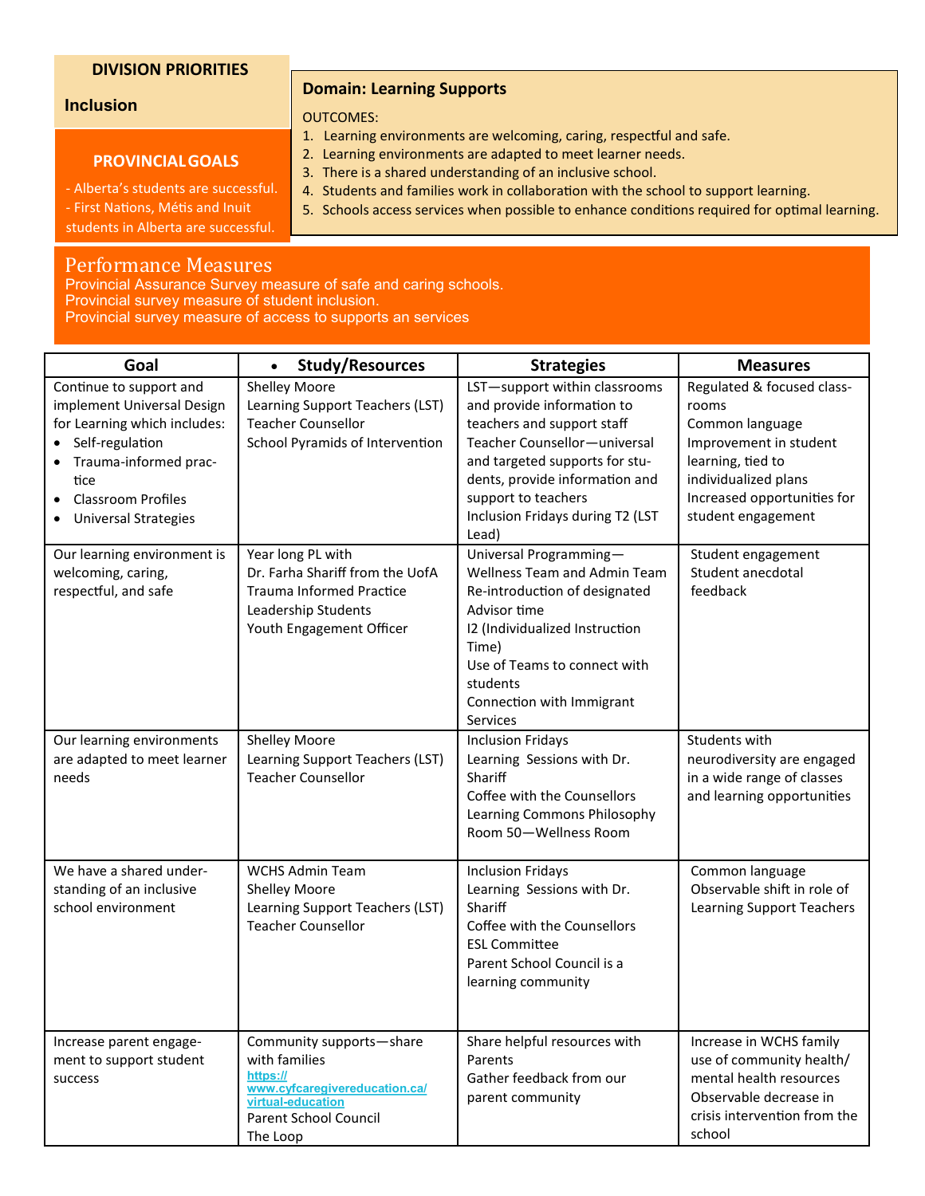**DIVISION PRIORITIES**

**Inclusion**

**PROVINCIAL GOALS**

- Alberta's students are successful.
- First Nations, Métis and Inuit students in Alberta are successful.

**Domain: Learning Supports**

OUTCOMES:

1. Learning environments are welcoming, caring, respectful and safe.
2. Learning environments are adapted to meet learner needs.
3. There is a shared understanding of an inclusive school.
4. Students and families work in collaboration with the school to support learning.
5. Schools access services when possible to enhance conditions required for optimal learning.

## Performance Measures

Provincial Assurance Survey measure of safe and caring schools.
Provincial survey measure of student inclusion.
Provincial survey measure of access to supports an services

| Goal | Study/Resources | Strategies | Measures |
|---|---|---|---|
| Continue to support and implement Universal Design for Learning which includes:<br>• Self-regulation<br>• Trauma-informed practice<br>• Classroom Profiles<br>• Universal Strategies | Shelley Moore<br>Learning Support Teachers (LST)<br>Teacher Counsellor<br>School Pyramids of Intervention | LST—support within classrooms and provide information to teachers and support staff<br>Teacher Counsellor—universal and targeted supports for students, provide information and support to teachers<br>Inclusion Fridays during T2 (LST Lead) | Regulated & focused classrooms<br>Common language<br>Improvement in student learning, tied to individualized plans<br>Increased opportunities for student engagement |
| Our learning environment is welcoming, caring, respectful, and safe | Year long PL with Dr. Farha Shariff from the UofA<br>Trauma Informed Practice<br>Leadership Students<br>Youth Engagement Officer | Universal Programming—Wellness Team and Admin Team<br>Re-introduction of designated Advisor time<br>I2 (Individualized Instruction Time)<br>Use of Teams to connect with students<br>Connection with Immigrant Services | Student engagement<br>Student anecdotal feedback |
| Our learning environments are adapted to meet learner needs | Shelley Moore<br>Learning Support Teachers (LST)<br>Teacher Counsellor | Inclusion Fridays<br>Learning Sessions with Dr. Shariff<br>Coffee with the Counsellors<br>Learning Commons Philosophy<br>Room 50—Wellness Room | Students with neurodiversity are engaged in a wide range of classes and learning opportunities |
| We have a shared understanding of an inclusive school environment | WCHS Admin Team<br>Shelley Moore<br>Learning Support Teachers (LST)<br>Teacher Counsellor | Inclusion Fridays<br>Learning Sessions with Dr. Shariff<br>Coffee with the Counsellors<br>ESL Committee<br>Parent School Council is a learning community | Common language<br>Observable shift in role of Learning Support Teachers |
| Increase parent engagement to support student success | Community supports—share with families<br>https://www.cyfcaregivereducation.ca/virtual-education<br>Parent School Council<br>The Loop | Share helpful resources with Parents<br>Gather feedback from our parent community | Increase in WCHS family use of community health/mental health resources<br>Observable decrease in crisis intervention from the school |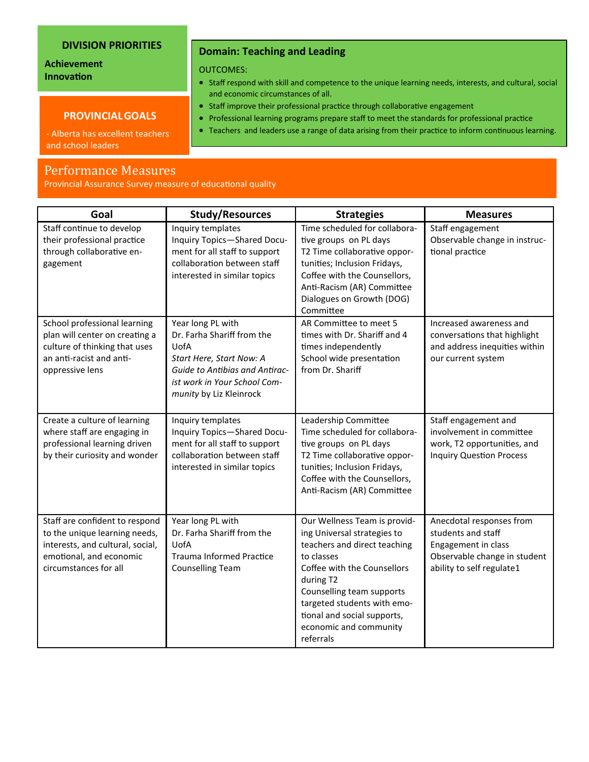## DIVISION PRIORITIES

**Achievement**
**Innovation**

## PROVINCIAL GOALS

- Alberta has excellent teachers and school leaders

## Domain: Teaching and Leading

OUTCOMES:

- Staff respond with skill and competence to the unique learning needs, interests, and cultural, social and economic circumstances of all.
- Staff improve their professional practice through collaborative engagement
- Professional learning programs prepare staff to meet the standards for professional practice
- Teachers and leaders use a range of data arising from their practice to inform continuous learning.

# Performance Measures

Provincial Assurance Survey measure of educational quality

| Goal | Study/Resources | Strategies | Measures |
|---|---|---|---|
| Staff continue to develop their professional practice through collaborative engagement | Inquiry templates<br>Inquiry Topics—Shared Document for all staff to support collaboration between staff interested in similar topics | Time scheduled for collaborative groups on PL days<br>T2 Time collaborative opportunities; Inclusion Fridays, Coffee with the Counsellors, Anti-Racism (AR) Committee<br>Dialogues on Growth (DOG) Committee | Staff engagement<br>Observable change in instructional practice |
| School professional learning plan will center on creating a culture of thinking that uses an anti-racist and anti-oppressive lens | Year long PL with Dr. Farha Shariff from the UofA<br>*Start Here, Start Now: A Guide to Antibias and Antiracist work in Your School Community* by Liz Kleinrock | AR Committee to meet 5 times with Dr. Shariff and 4 times independently<br>School wide presentation from Dr. Shariff | Increased awareness and conversations that highlight and address inequities within our current system |
| Create a culture of learning where staff are engaging in professional learning driven by their curiosity and wonder | Inquiry templates<br>Inquiry Topics—Shared Document for all staff to support collaboration between staff interested in similar topics | Leadership Committee<br>Time scheduled for collaborative groups on PL days<br>T2 Time collaborative opportunities; Inclusion Fridays, Coffee with the Counsellors, Anti-Racism (AR) Committee | Staff engagement and involvement in committee work, T2 opportunities, and Inquiry Question Process |
| Staff are confident to respond to the unique learning needs, interests, and cultural, social, emotional, and economic circumstances for all | Year long PL with Dr. Farha Shariff from the UofA<br>Trauma Informed Practice<br>Counselling Team | Our Wellness Team is providing Universal strategies to teachers and direct teaching to classes<br>Coffee with the Counsellors during T2<br>Counselling team supports targeted students with emotional and social supports, economic and community referrals | Anecdotal responses from students and staff<br>Engagement in class<br>Observable change in student ability to self regulate1 |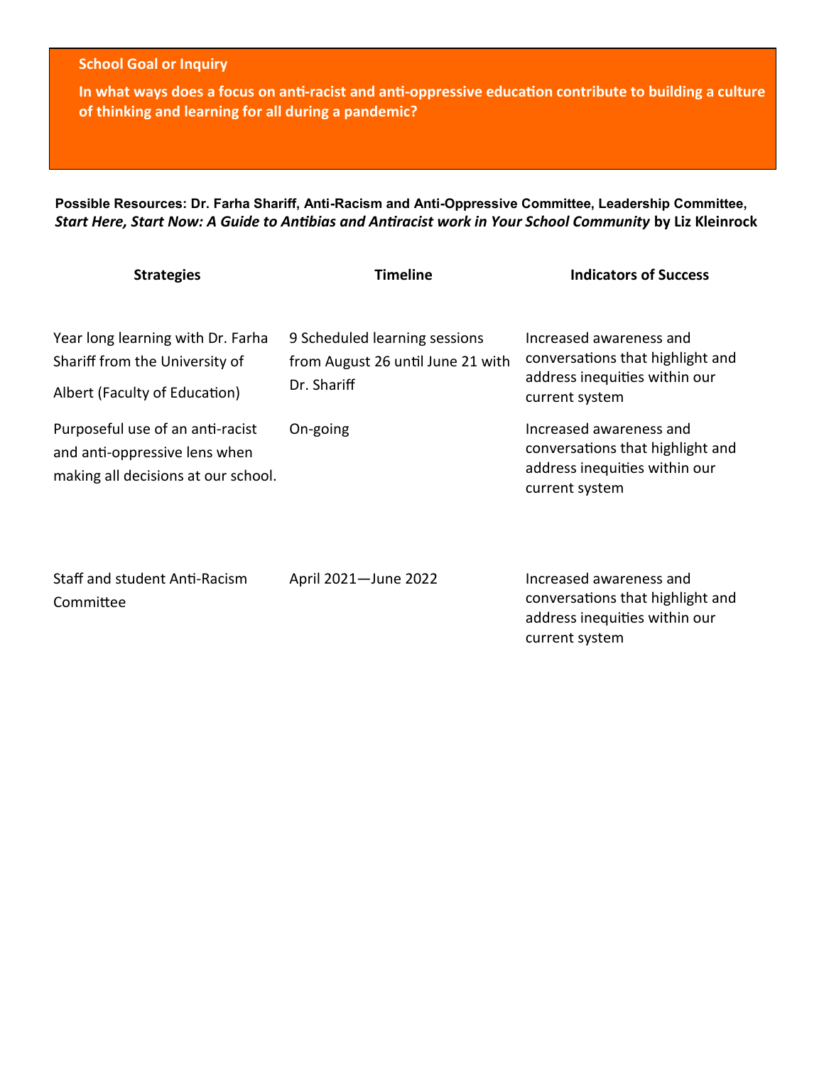**School Goal or Inquiry**

**In what ways does a focus on anti-racist and anti-oppressive education contribute to building a culture of thinking and learning for all during a pandemic?**

**Possible Resources: Dr. Farha Shariff, Anti-Racism and Anti-Oppressive Committee, Leadership Committee, *Start Here, Start Now: A Guide to Antibias and Antiracist work in Your School Community* by Liz Kleinrock**

| Strategies | Timeline | Indicators of Success |
| --- | --- | --- |
| Year long learning with Dr. Farha Shariff from the University of Albert (Faculty of Education) | 9 Scheduled learning sessions from August 26 until June 21 with Dr. Shariff | Increased awareness and conversations that highlight and address inequities within our current system |
| Purposeful use of an anti-racist and anti-oppressive lens when making all decisions at our school. | On-going | Increased awareness and conversations that highlight and address inequities within our current system |
| Staff and student Anti-Racism Committee | April 2021—June 2022 | Increased awareness and conversations that highlight and address inequities within our current system |